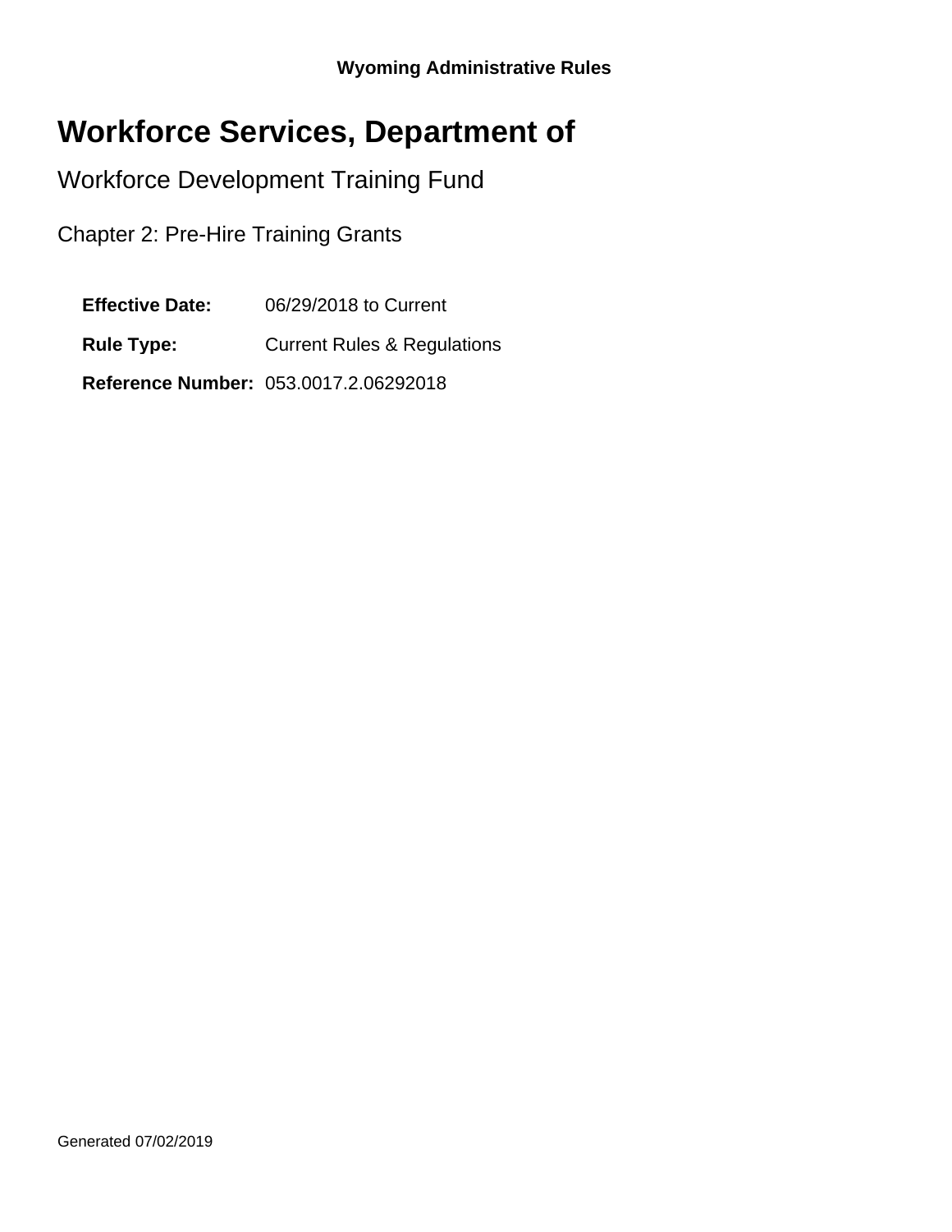**Wyoming Administrative Rules**

# Workforce Services, Department of

## Workforce Development Training Fund

### Chapter 2: Pre-Hire Training Grants

**Effective Date:** 06/29/2018 to Current

**Rule Type:** Current Rules & Regulations

**Reference Number:** 053.0017.2.06292018

Generated 07/02/2019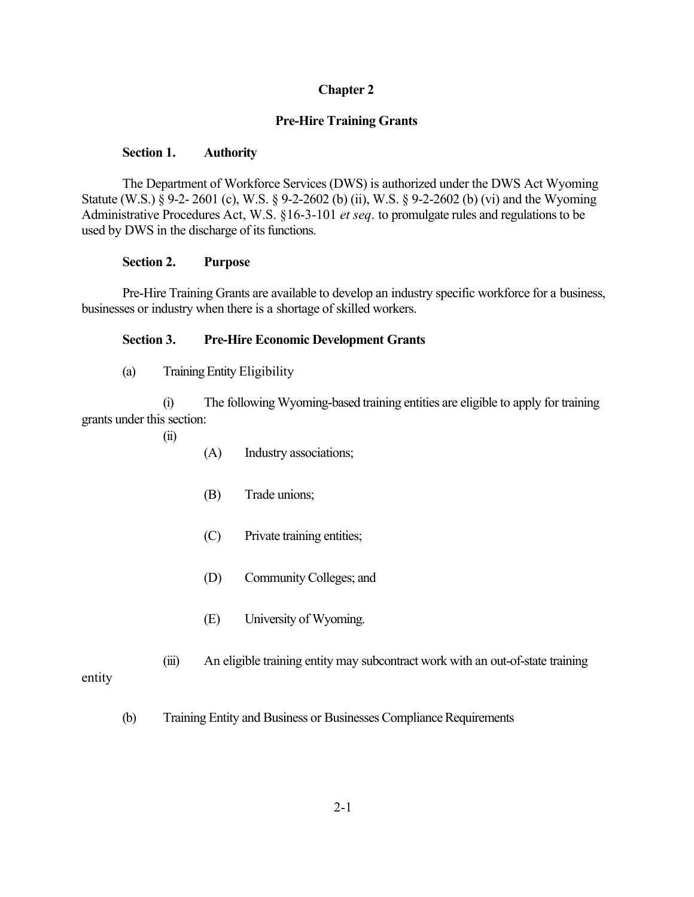**Chapter 2**

**Pre-Hire Training Grants**

**Section 1. Authority**

The Department of Workforce Services (DWS) is authorized under the DWS Act Wyoming Statute (W.S.) § 9-2- 2601 (c), W.S. § 9-2-2602 (b) (ii), W.S. § 9-2-2602 (b) (vi) and the Wyoming Administrative Procedures Act, W.S. §16-3-101 *et seq*. to promulgate rules and regulations to be used by DWS in the discharge of its functions.

**Section 2. Purpose**

Pre-Hire Training Grants are available to develop an industry specific workforce for a business, businesses or industry when there is a shortage of skilled workers.

**Section 3. Pre-Hire Economic Development Grants**

(a) Training Entity Eligibility

(i) The following Wyoming-based training entities are eligible to apply for training grants under this section:

(ii)

(A) Industry associations;

(B) Trade unions;

(C) Private training entities;

(D) Community Colleges; and

(E) University of Wyoming.

(iii) An eligible training entity may subcontract work with an out-of-state training entity

(b) Training Entity and Business or Businesses Compliance Requirements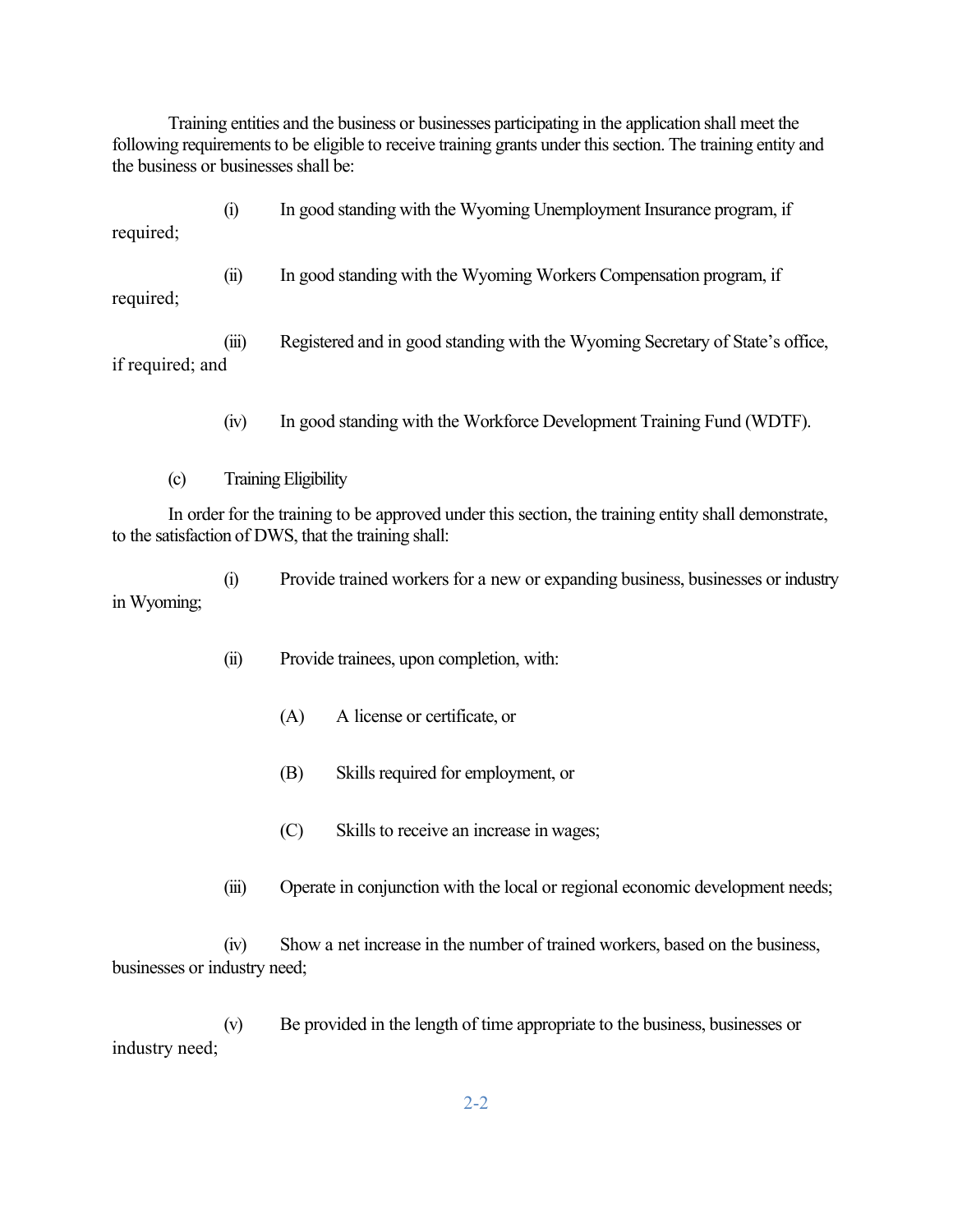Training entities and the business or businesses participating in the application shall meet the following requirements to be eligible to receive training grants under this section. The training entity and the business or businesses shall be:

(i) In good standing with the Wyoming Unemployment Insurance program, if required;

(ii) In good standing with the Wyoming Workers Compensation program, if required;

(iii) Registered and in good standing with the Wyoming Secretary of State's office, if required; and

(iv) In good standing with the Workforce Development Training Fund (WDTF).

(c) Training Eligibility

In order for the training to be approved under this section, the training entity shall demonstrate, to the satisfaction of DWS, that the training shall:

(i) Provide trained workers for a new or expanding business, businesses or industry in Wyoming;

(ii) Provide trainees, upon completion, with:

(A) A license or certificate, or

(B) Skills required for employment, or

(C) Skills to receive an increase in wages;

(iii) Operate in conjunction with the local or regional economic development needs;

(iv) Show a net increase in the number of trained workers, based on the business, businesses or industry need;

(v) Be provided in the length of time appropriate to the business, businesses or industry need;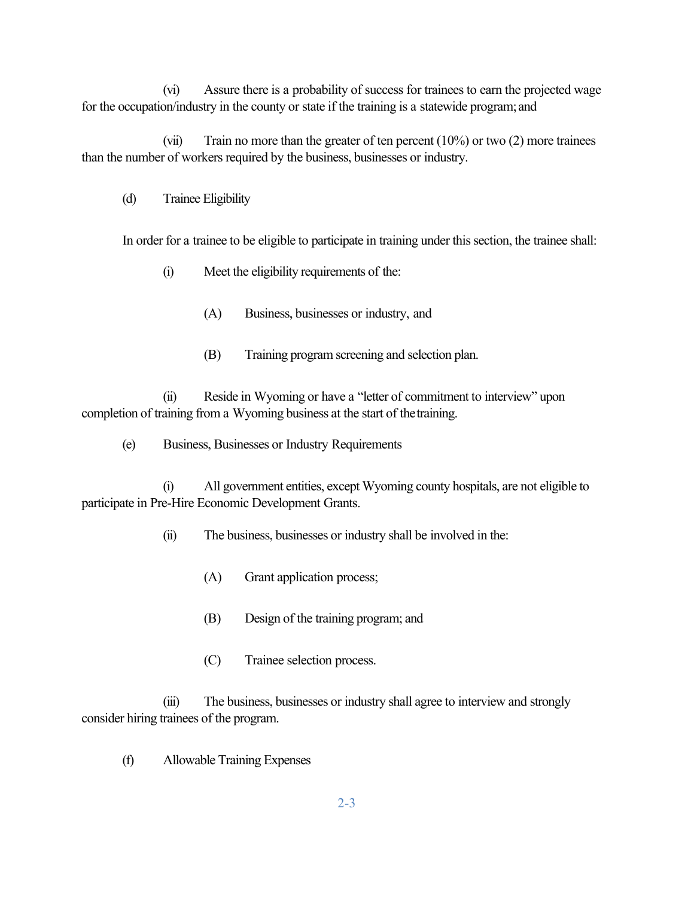(vi) Assure there is a probability of success for trainees to earn the projected wage for the occupation/industry in the county or state if the training is a statewide program; and

(vii) Train no more than the greater of ten percent (10%) or two (2) more trainees than the number of workers required by the business, businesses or industry.

(d) Trainee Eligibility

In order for a trainee to be eligible to participate in training under this section, the trainee shall:

(i) Meet the eligibility requirements of the:

(A) Business, businesses or industry, and

(B) Training program screening and selection plan.

(ii) Reside in Wyoming or have a "letter of commitment to interview" upon completion of training from a Wyoming business at the start of the training.

(e) Business, Businesses or Industry Requirements

(i) All government entities, except Wyoming county hospitals, are not eligible to participate in Pre-Hire Economic Development Grants.

(ii) The business, businesses or industry shall be involved in the:

(A) Grant application process;

(B) Design of the training program; and

(C) Trainee selection process.

(iii) The business, businesses or industry shall agree to interview and strongly consider hiring trainees of the program.

(f) Allowable Training Expenses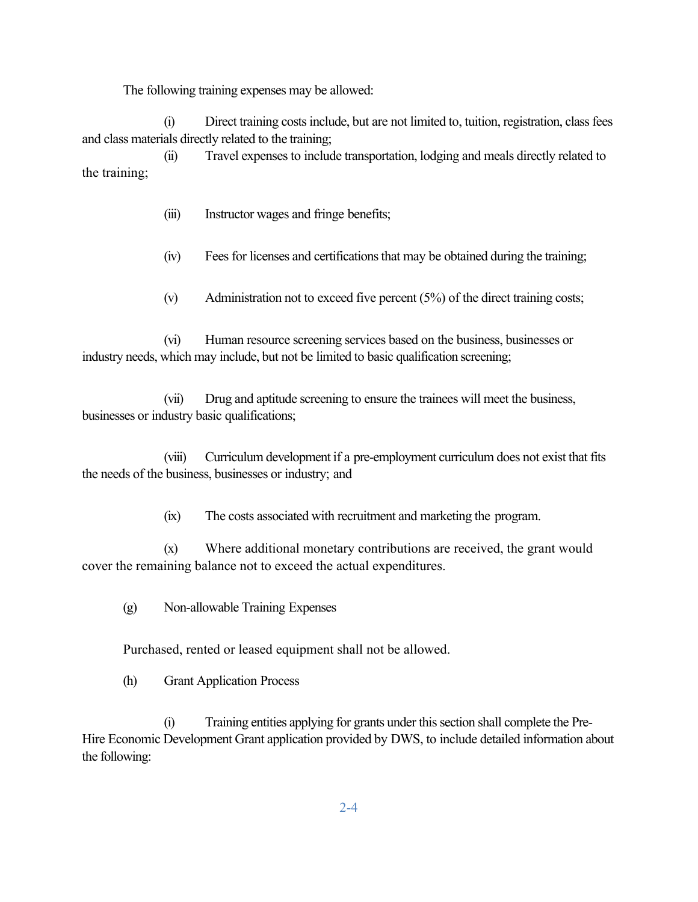The following training expenses may be allowed:

(i) Direct training costs include, but are not limited to, tuition, registration, class fees and class materials directly related to the training;

(ii) Travel expenses to include transportation, lodging and meals directly related to the training;

(iii) Instructor wages and fringe benefits;

(iv) Fees for licenses and certifications that may be obtained during the training;

(v) Administration not to exceed five percent (5%) of the direct training costs;

(vi) Human resource screening services based on the business, businesses or industry needs, which may include, but not be limited to basic qualification screening;

(vii) Drug and aptitude screening to ensure the trainees will meet the business, businesses or industry basic qualifications;

(viii) Curriculum development if a pre-employment curriculum does not exist that fits the needs of the business, businesses or industry; and

(ix) The costs associated with recruitment and marketing the program.

(x) Where additional monetary contributions are received, the grant would cover the remaining balance not to exceed the actual expenditures.

(g) Non-allowable Training Expenses

Purchased, rented or leased equipment shall not be allowed.

(h) Grant Application Process

(i) Training entities applying for grants under this section shall complete the Pre-Hire Economic Development Grant application provided by DWS, to include detailed information about the following: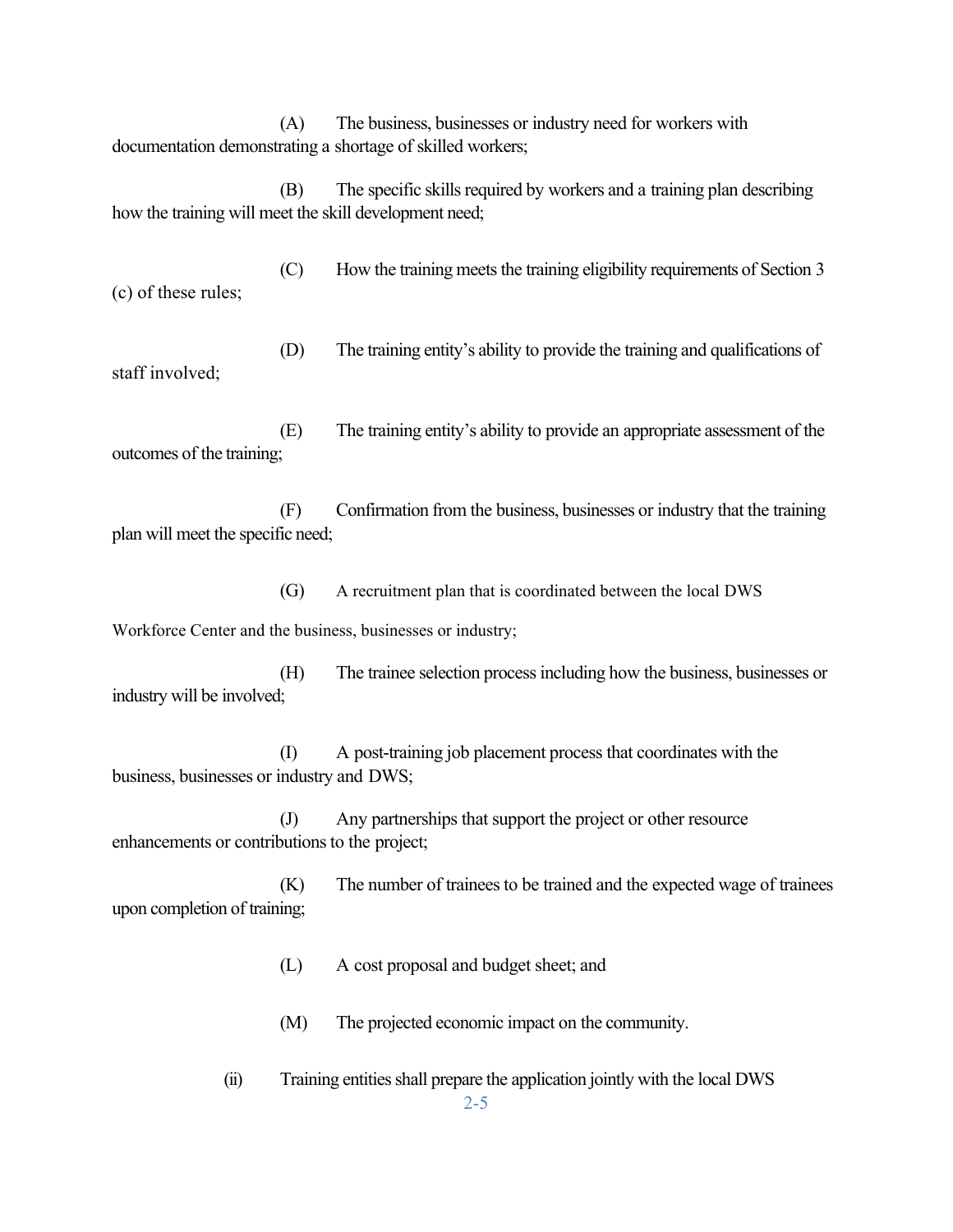(A) The business, businesses or industry need for workers with documentation demonstrating a shortage of skilled workers;

(B) The specific skills required by workers and a training plan describing how the training will meet the skill development need;

(C) How the training meets the training eligibility requirements of Section 3 (c) of these rules;

(D) The training entity's ability to provide the training and qualifications of staff involved;

(E) The training entity's ability to provide an appropriate assessment of the outcomes of the training;

(F) Confirmation from the business, businesses or industry that the training plan will meet the specific need;

(G) A recruitment plan that is coordinated between the local DWS Workforce Center and the business, businesses or industry;

(H) The trainee selection process including how the business, businesses or industry will be involved;

(I) A post-training job placement process that coordinates with the business, businesses or industry and DWS;

(J) Any partnerships that support the project or other resource enhancements or contributions to the project;

(K) The number of trainees to be trained and the expected wage of trainees upon completion of training;

(L) A cost proposal and budget sheet; and

(M) The projected economic impact on the community.

(ii) Training entities shall prepare the application jointly with the local DWS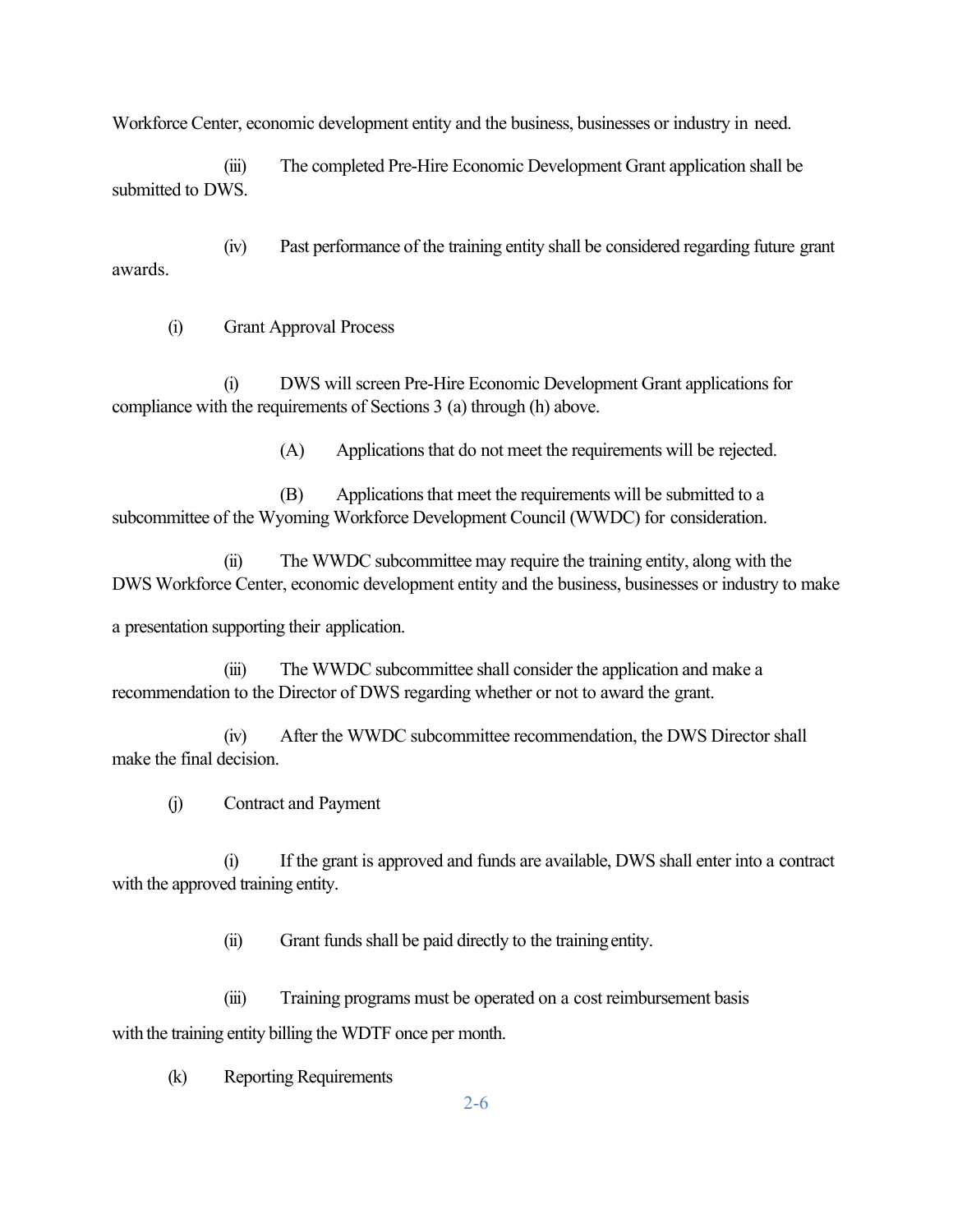Workforce Center, economic development entity and the business, businesses or industry in need.

(iii) The completed Pre-Hire Economic Development Grant application shall be submitted to DWS.

(iv) Past performance of the training entity shall be considered regarding future grant awards.

(i) Grant Approval Process

(i) DWS will screen Pre-Hire Economic Development Grant applications for compliance with the requirements of Sections 3 (a) through (h) above.

(A) Applications that do not meet the requirements will be rejected.

(B) Applications that meet the requirements will be submitted to a subcommittee of the Wyoming Workforce Development Council (WWDC) for consideration.

(ii) The WWDC subcommittee may require the training entity, along with the DWS Workforce Center, economic development entity and the business, businesses or industry to make a presentation supporting their application.

(iii) The WWDC subcommittee shall consider the application and make a recommendation to the Director of DWS regarding whether or not to award the grant.

(iv) After the WWDC subcommittee recommendation, the DWS Director shall make the final decision.

(j) Contract and Payment

(i) If the grant is approved and funds are available, DWS shall enter into a contract with the approved training entity.

(ii) Grant funds shall be paid directly to the training entity.

(iii) Training programs must be operated on a cost reimbursement basis with the training entity billing the WDTF once per month.

(k) Reporting Requirements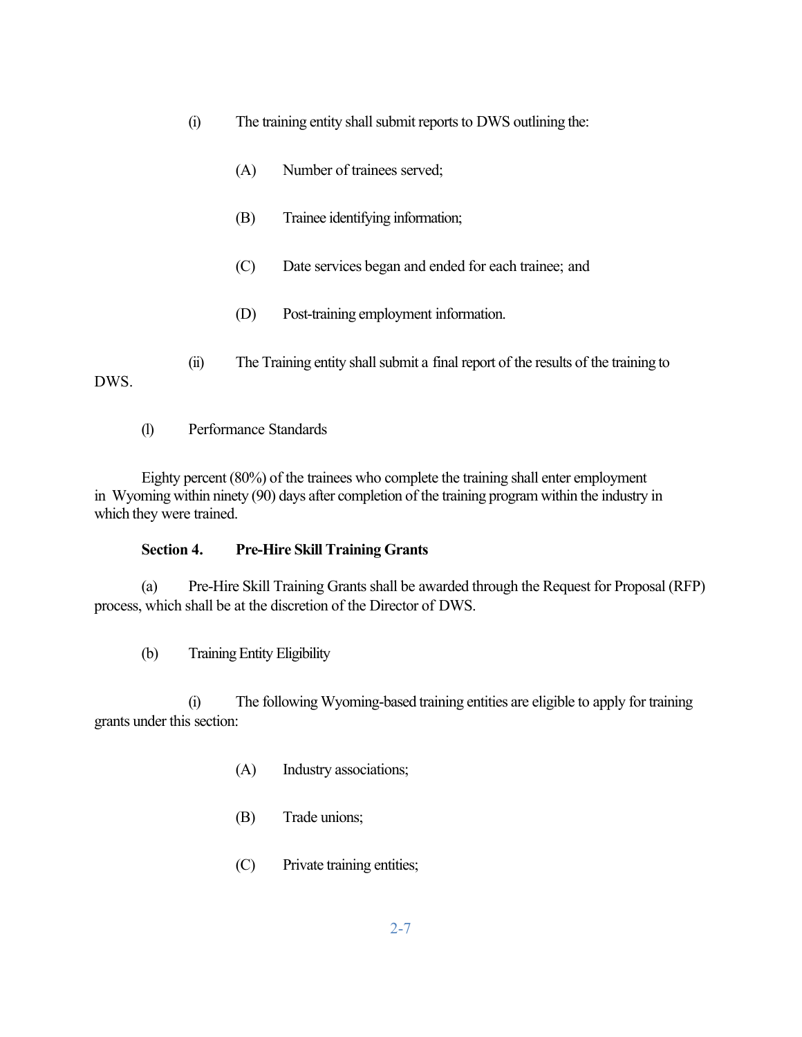(i) The training entity shall submit reports to DWS outlining the:

(A) Number of trainees served;

(B) Trainee identifying information;

(C) Date services began and ended for each trainee; and

(D) Post-training employment information.

(ii) The Training entity shall submit a final report of the results of the training to DWS.

(l) Performance Standards

Eighty percent (80%) of the trainees who complete the training shall enter employment in Wyoming within ninety (90) days after completion of the training program within the industry in which they were trained.

**Section 4. Pre-Hire Skill Training Grants**

(a) Pre-Hire Skill Training Grants shall be awarded through the Request for Proposal (RFP) process, which shall be at the discretion of the Director of DWS.

(b) Training Entity Eligibility

(i) The following Wyoming-based training entities are eligible to apply for training grants under this section:

(A) Industry associations;

(B) Trade unions;

(C) Private training entities;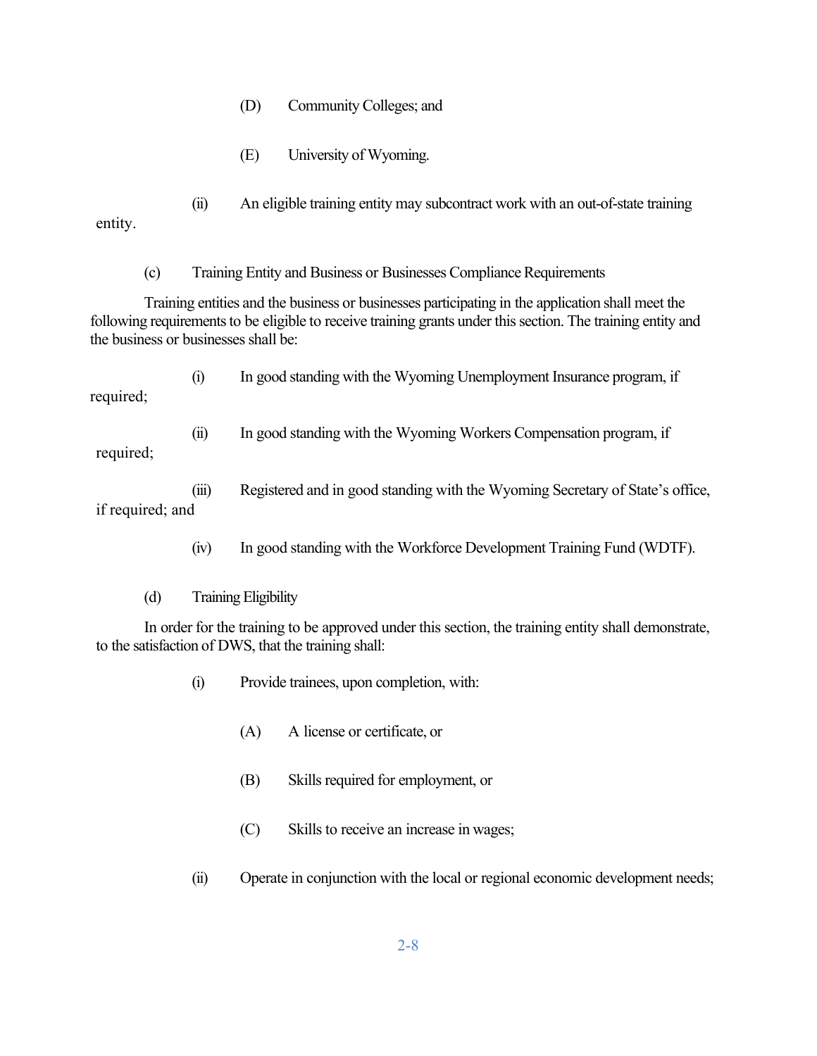(D) Community Colleges; and

(E) University of Wyoming.

(ii) An eligible training entity may subcontract work with an out-of-state training entity.

(c) Training Entity and Business or Businesses Compliance Requirements

Training entities and the business or businesses participating in the application shall meet the following requirements to be eligible to receive training grants under this section. The training entity and the business or businesses shall be:

(i) In good standing with the Wyoming Unemployment Insurance program, if required;

(ii) In good standing with the Wyoming Workers Compensation program, if required;

(iii) Registered and in good standing with the Wyoming Secretary of State's office, if required; and

(iv) In good standing with the Workforce Development Training Fund (WDTF).

(d) Training Eligibility

In order for the training to be approved under this section, the training entity shall demonstrate, to the satisfaction of DWS, that the training shall:

(i) Provide trainees, upon completion, with:

(A) A license or certificate, or

(B) Skills required for employment, or

(C) Skills to receive an increase in wages;

(ii) Operate in conjunction with the local or regional economic development needs;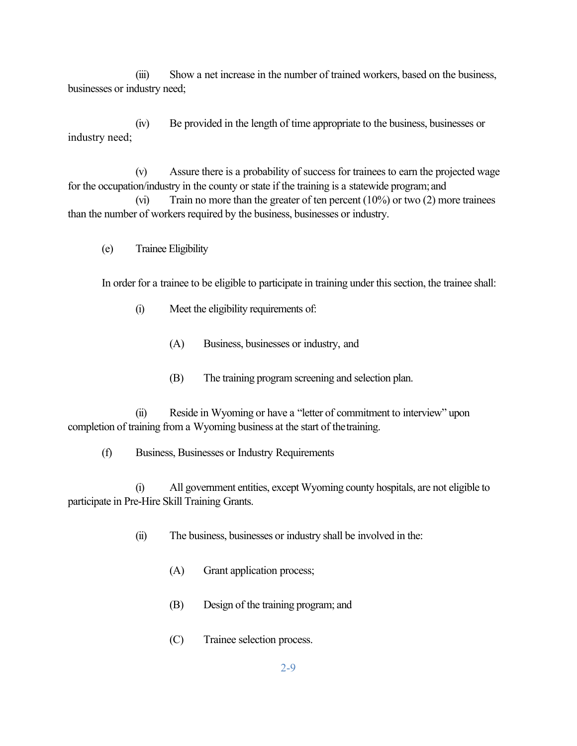(iii) Show a net increase in the number of trained workers, based on the business, businesses or industry need;

(iv) Be provided in the length of time appropriate to the business, businesses or industry need;

(v) Assure there is a probability of success for trainees to earn the projected wage for the occupation/industry in the county or state if the training is a statewide program; and

(vi) Train no more than the greater of ten percent (10%) or two (2) more trainees than the number of workers required by the business, businesses or industry.

(e) Trainee Eligibility

In order for a trainee to be eligible to participate in training under this section, the trainee shall:

(i) Meet the eligibility requirements of:

(A) Business, businesses or industry, and

(B) The training program screening and selection plan.

(ii) Reside in Wyoming or have a "letter of commitment to interview" upon completion of training from a Wyoming business at the start of the training.

(f) Business, Businesses or Industry Requirements

(i) All government entities, except Wyoming county hospitals, are not eligible to participate in Pre-Hire Skill Training Grants.

(ii) The business, businesses or industry shall be involved in the:

(A) Grant application process;

(B) Design of the training program; and

(C) Trainee selection process.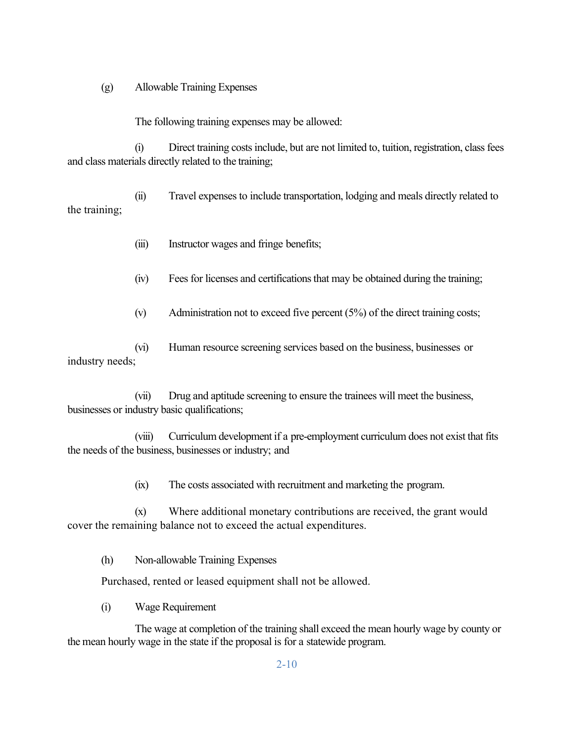(g) Allowable Training Expenses

The following training expenses may be allowed:

(i) Direct training costs include, but are not limited to, tuition, registration, class fees and class materials directly related to the training;

(ii) Travel expenses to include transportation, lodging and meals directly related to the training;

(iii) Instructor wages and fringe benefits;

(iv) Fees for licenses and certifications that may be obtained during the training;

(v) Administration not to exceed five percent (5%) of the direct training costs;

(vi) Human resource screening services based on the business, businesses or industry needs;

(vii) Drug and aptitude screening to ensure the trainees will meet the business, businesses or industry basic qualifications;

(viii) Curriculum development if a pre-employment curriculum does not exist that fits the needs of the business, businesses or industry; and

(ix) The costs associated with recruitment and marketing the program.

(x) Where additional monetary contributions are received, the grant would cover the remaining balance not to exceed the actual expenditures.

(h) Non-allowable Training Expenses

Purchased, rented or leased equipment shall not be allowed.

(i) Wage Requirement

The wage at completion of the training shall exceed the mean hourly wage by county or the mean hourly wage in the state if the proposal is for a statewide program.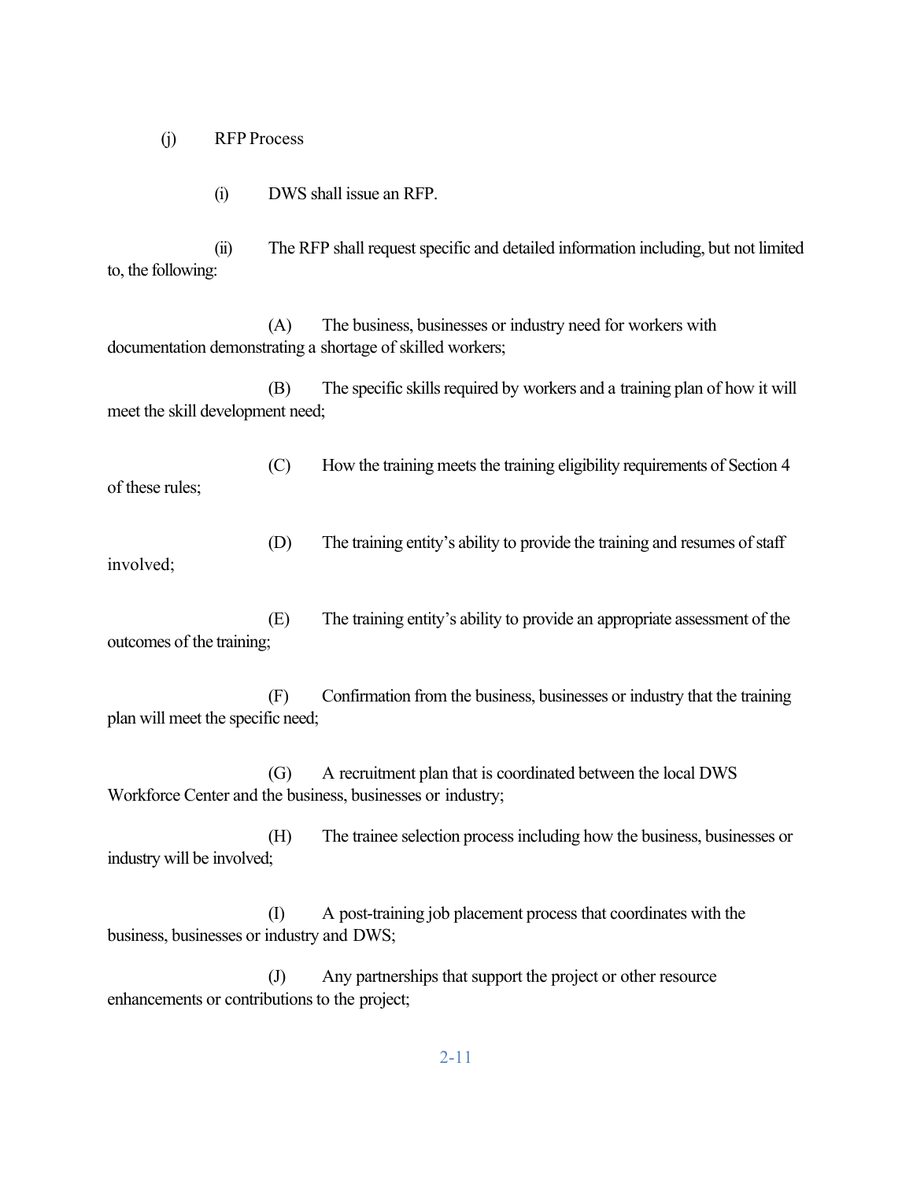(j) RFP Process

(i) DWS shall issue an RFP.

(ii) The RFP shall request specific and detailed information including, but not limited to, the following:

(A) The business, businesses or industry need for workers with documentation demonstrating a shortage of skilled workers;

(B) The specific skills required by workers and a training plan of how it will meet the skill development need;

(C) How the training meets the training eligibility requirements of Section 4 of these rules;

(D) The training entity's ability to provide the training and resumes of staff involved;

(E) The training entity's ability to provide an appropriate assessment of the outcomes of the training;

(F) Confirmation from the business, businesses or industry that the training plan will meet the specific need;

(G) A recruitment plan that is coordinated between the local DWS Workforce Center and the business, businesses or industry;

(H) The trainee selection process including how the business, businesses or industry will be involved;

(I) A post-training job placement process that coordinates with the business, businesses or industry and DWS;

(J) Any partnerships that support the project or other resource enhancements or contributions to the project;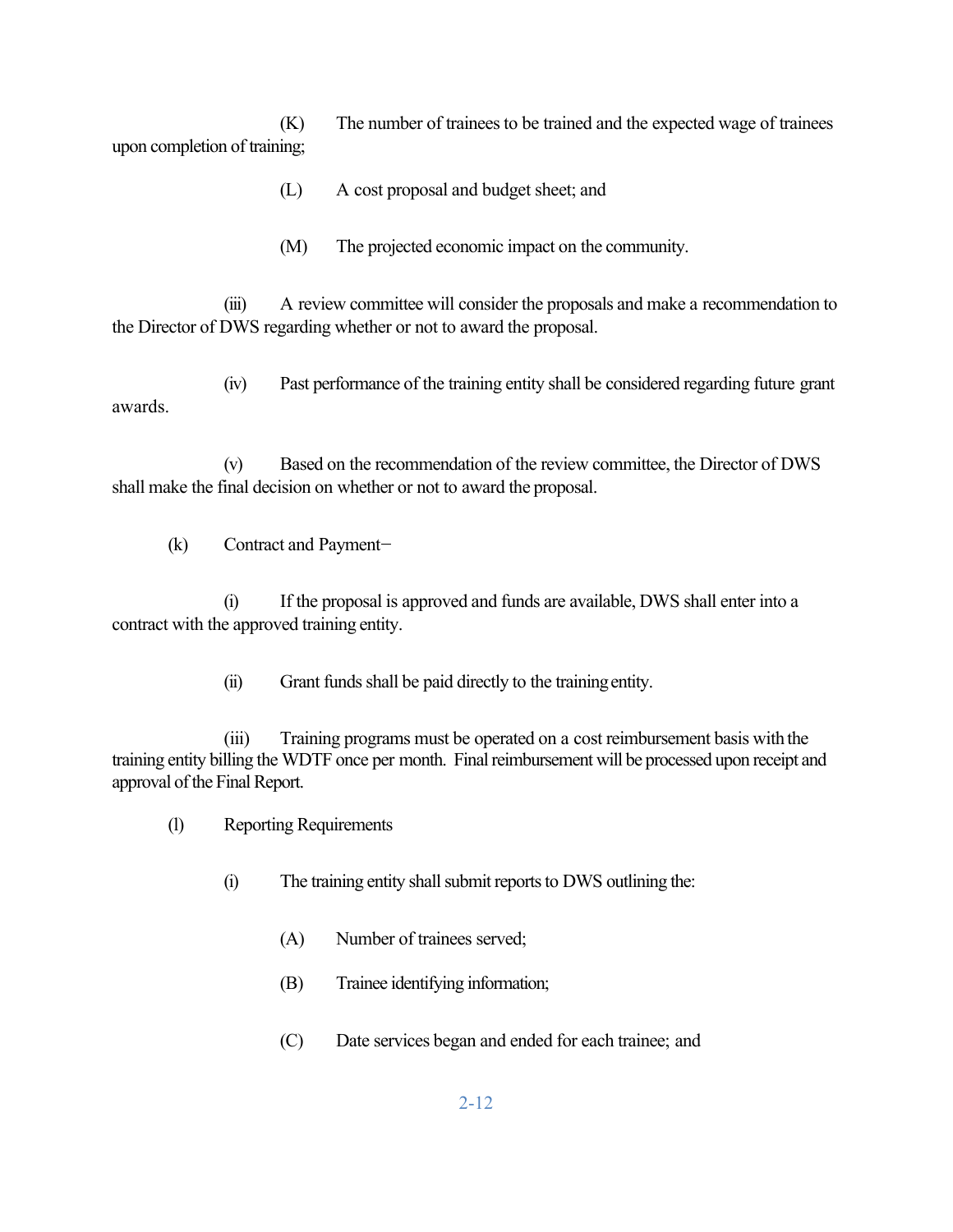(K) The number of trainees to be trained and the expected wage of trainees upon completion of training;

(L) A cost proposal and budget sheet; and

(M) The projected economic impact on the community.

(iii) A review committee will consider the proposals and make a recommendation to the Director of DWS regarding whether or not to award the proposal.

(iv) Past performance of the training entity shall be considered regarding future grant awards.

(v) Based on the recommendation of the review committee, the Director of DWS shall make the final decision on whether or not to award the proposal.

(k) Contract and Payment−

(i) If the proposal is approved and funds are available, DWS shall enter into a contract with the approved training entity.

(ii) Grant funds shall be paid directly to the training entity.

(iii) Training programs must be operated on a cost reimbursement basis with the training entity billing the WDTF once per month. Final reimbursement will be processed upon receipt and approval of the Final Report.

(l) Reporting Requirements

(i) The training entity shall submit reports to DWS outlining the:

(A) Number of trainees served;

(B) Trainee identifying information;

(C) Date services began and ended for each trainee; and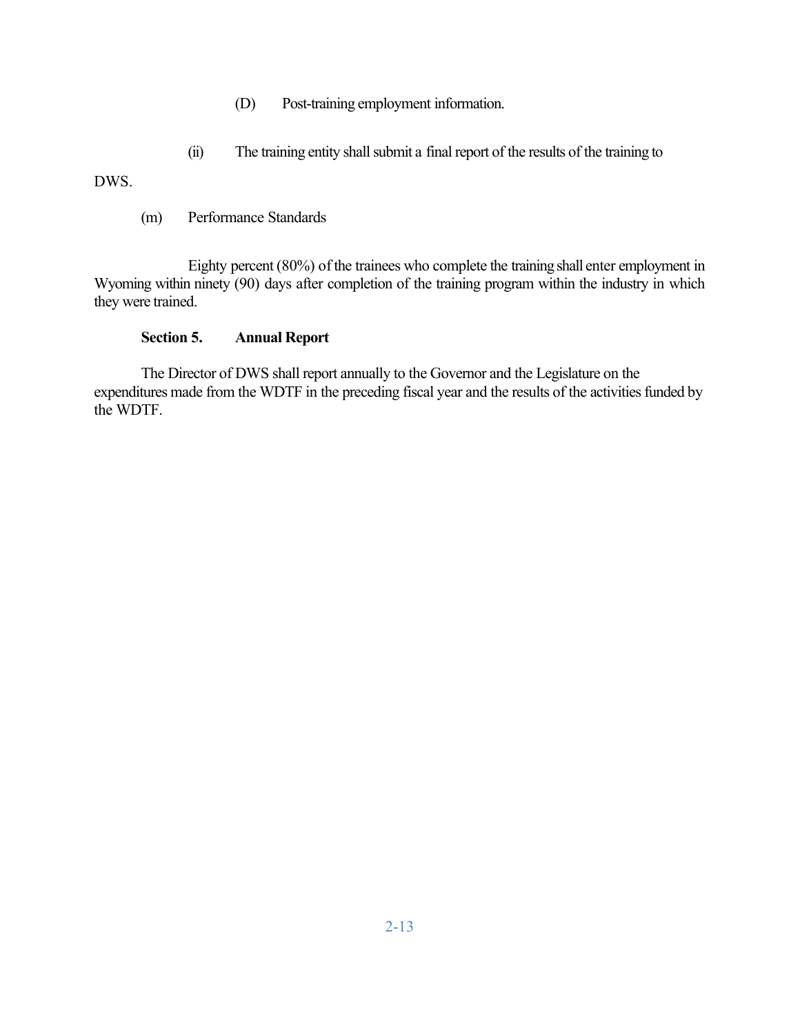(D) Post-training employment information.

(ii) The training entity shall submit a final report of the results of the training to DWS.

(m) Performance Standards

Eighty percent (80%) of the trainees who complete the training shall enter employment in Wyoming within ninety (90) days after completion of the training program within the industry in which they were trained.

**Section 5. Annual Report**

The Director of DWS shall report annually to the Governor and the Legislature on the expenditures made from the WDTF in the preceding fiscal year and the results of the activities funded by the WDTF.